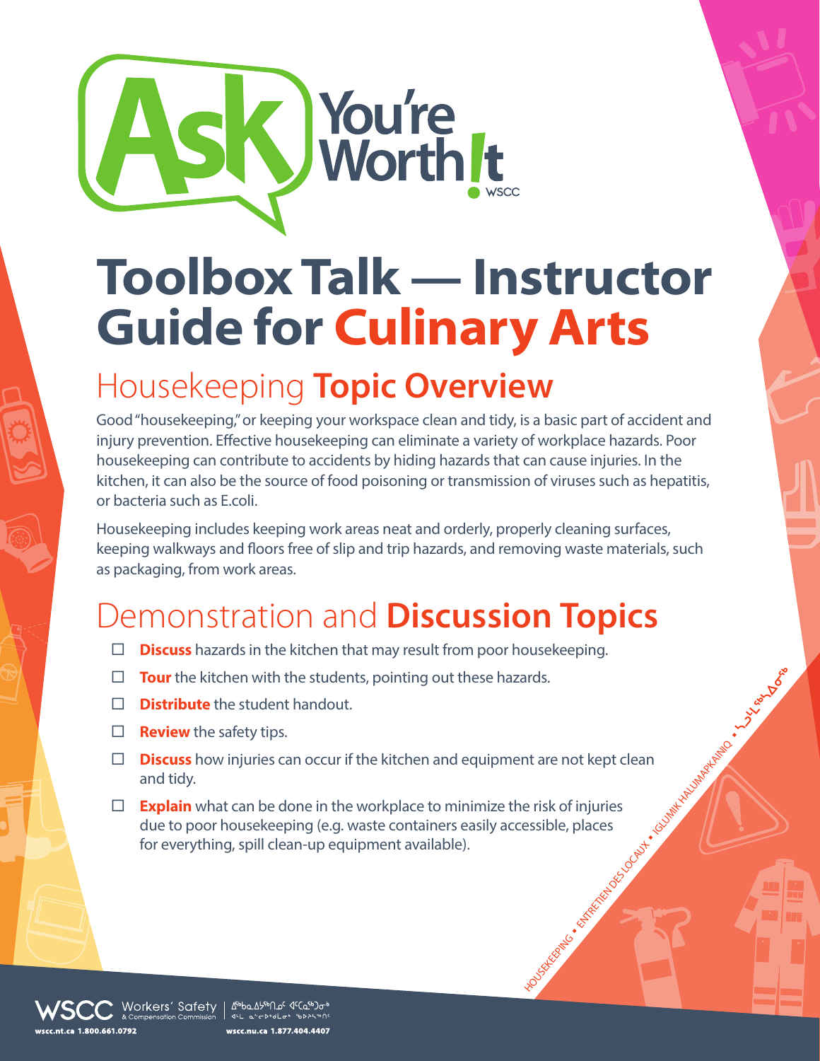# Ask You're Worth It

# Toolbox Talk — Instructor Guide for Culinary Arts

## Housekeeping Topic Overview

Good "housekeeping," or keeping your workspace clean and tidy, is a basic part of accident and injury prevention. Effective housekeeping can eliminate a variety of workplace hazards. Poor housekeeping can contribute to accidents by hiding hazards that can cause injuries. In the kitchen, it can also be the source of food poisoning or transmission of viruses such as hepatitis, or bacteria such as E.coli.

Housekeeping includes keeping work areas neat and orderly, properly cleaning surfaces, keeping walkways and floors free of slip and trip hazards, and removing waste materials, such as packaging, from work areas.

## Demonstration and Discussion Topics

- ☐ **Discuss** hazards in the kitchen that may result from poor housekeeping.
- ☐ **Tour** the kitchen with the students, pointing out these hazards.
- ☐ **Distribute** the student handout.
- ☐ **Review** the safety tips.
- ☐ **Discuss** how injuries can occur if the kitchen and equipment are not kept clean and tidy.
- ☐ **Explain** what can be done in the workplace to minimize the risk of injuries due to poor housekeeping (e.g. waste containers easily accessible, places for everything, spill clean-up equipment available).

HOUSEKEEPING • ENTRETIEN DES LOCAUX • IGLUMIK HALUMAPKAINIQ • ᓴᓗᒻᒪᖅᓴᐃᓂᖅ

WSCC Workers' Safety & Compensation Commission
wscc.nt.ca 1.800.661.0792
wscc.nu.ca 1.877.404.4407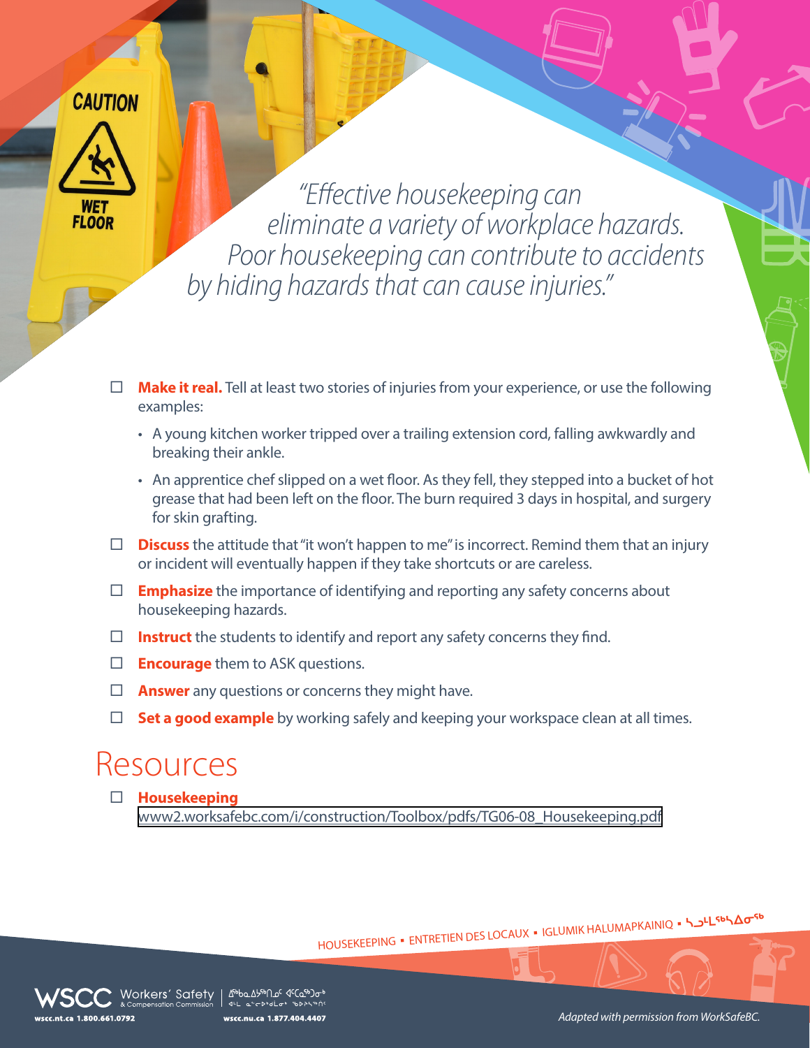*"Effective housekeeping can eliminate a variety of workplace hazards. Poor housekeeping can contribute to accidents by hiding hazards that can cause injuries."*

- ☐ **Make it real.** Tell at least two stories of injuries from your experience, or use the following examples:
  - A young kitchen worker tripped over a trailing extension cord, falling awkwardly and breaking their ankle.
  - An apprentice chef slipped on a wet floor. As they fell, they stepped into a bucket of hot grease that had been left on the floor. The burn required 3 days in hospital, and surgery for skin grafting.
- ☐ **Discuss** the attitude that "it won't happen to me" is incorrect. Remind them that an injury or incident will eventually happen if they take shortcuts or are careless.
- ☐ **Emphasize** the importance of identifying and reporting any safety concerns about housekeeping hazards.
- ☐ **Instruct** the students to identify and report any safety concerns they find.
- ☐ **Encourage** them to ASK questions.
- ☐ **Answer** any questions or concerns they might have.
- ☐ **Set a good example** by working safely and keeping your workspace clean at all times.

# Resources

- ☐ **Housekeeping**
  www2.worksafebc.com/i/construction/Toolbox/pdfs/TG06-08_Housekeeping.pdf

HOUSEKEEPING ▪ ENTRETIEN DES LOCAUX ▪ IGLUMIK HALUMAPKAINIQ ▪ ᓴᓗᒻᒪᖅᓴᐃᓂᖅ

*Adapted with permission from WorkSafeBC.*